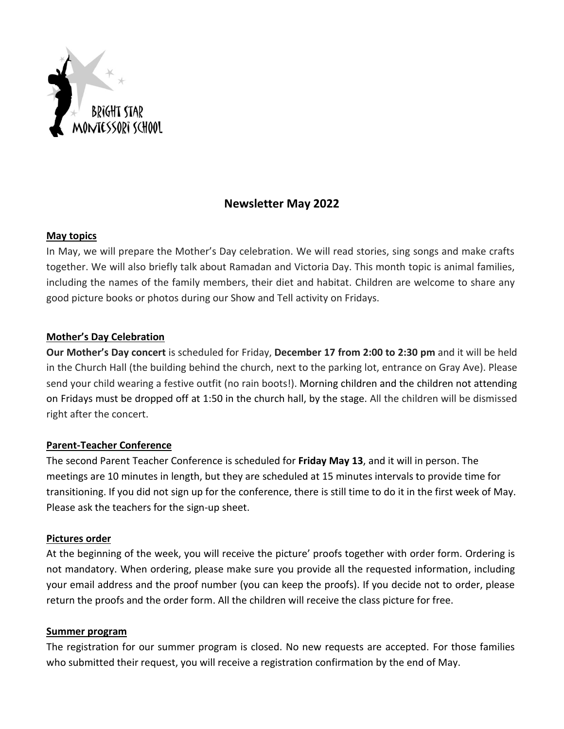BRIGHT STAR
MONTESSORI SCHOOL

# Newsletter May 2022

## May topics

In May, we will prepare the Mother's Day celebration. We will read stories, sing songs and make crafts together. We will also briefly talk about Ramadan and Victoria Day. This month topic is animal families, including the names of the family members, their diet and habitat. Children are welcome to share any good picture books or photos during our Show and Tell activity on Fridays.

## Mother's Day Celebration

**Our Mother's Day concert** is scheduled for Friday, **December 17 from 2:00 to 2:30 pm** and it will be held in the Church Hall (the building behind the church, next to the parking lot, entrance on Gray Ave). Please send your child wearing a festive outfit (no rain boots!). Morning children and the children not attending on Fridays must be dropped off at 1:50 in the church hall, by the stage. All the children will be dismissed right after the concert.

## Parent-Teacher Conference

The second Parent Teacher Conference is scheduled for **Friday May 13**, and it will in person. The meetings are 10 minutes in length, but they are scheduled at 15 minutes intervals to provide time for transitioning. If you did not sign up for the conference, there is still time to do it in the first week of May. Please ask the teachers for the sign-up sheet.

## Pictures order

At the beginning of the week, you will receive the picture' proofs together with order form. Ordering is not mandatory. When ordering, please make sure you provide all the requested information, including your email address and the proof number (you can keep the proofs). If you decide not to order, please return the proofs and the order form. All the children will receive the class picture for free.

## Summer program

The registration for our summer program is closed. No new requests are accepted. For those families who submitted their request, you will receive a registration confirmation by the end of May.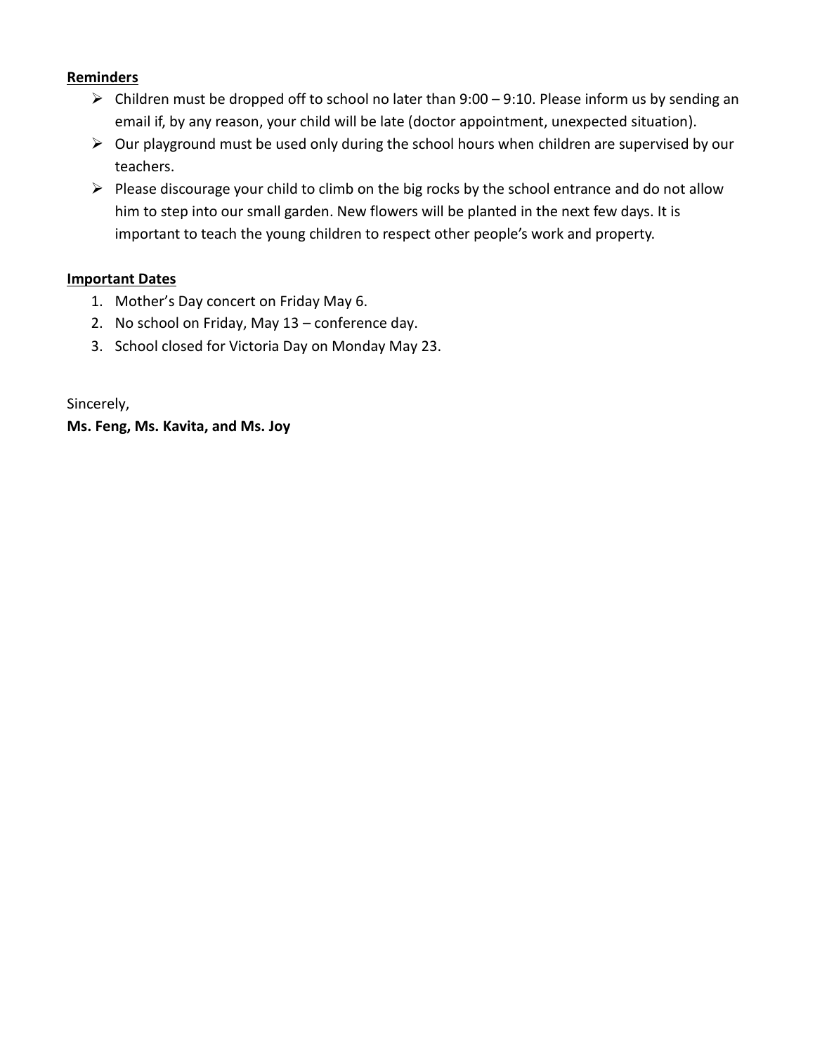**Reminders**

- Children must be dropped off to school no later than 9:00 – 9:10. Please inform us by sending an email if, by any reason, your child will be late (doctor appointment, unexpected situation).
- Our playground must be used only during the school hours when children are supervised by our teachers.
- Please discourage your child to climb on the big rocks by the school entrance and do not allow him to step into our small garden. New flowers will be planted in the next few days. It is important to teach the young children to respect other people's work and property.

**Important Dates**

1. Mother's Day concert on Friday May 6.
2. No school on Friday, May 13 – conference day.
3. School closed for Victoria Day on Monday May 23.

Sincerely,

**Ms. Feng, Ms. Kavita, and Ms. Joy**